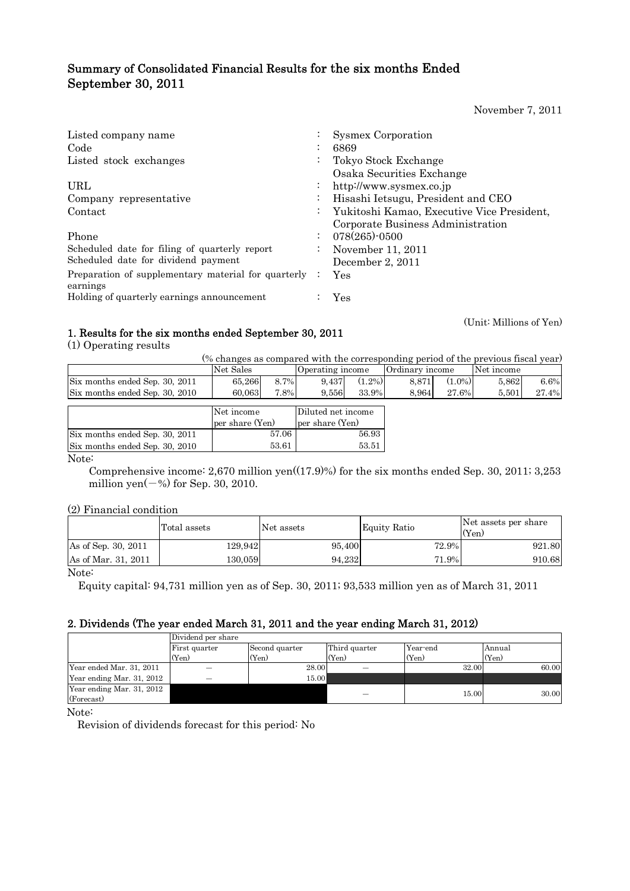# Summary of Consolidated Financial Results for the six months Ended September 30, 2011

November 7, 2011

| | | |
|---|---|---|
| Listed company name | : | Sysmex Corporation |
| Code | : | 6869 |
| Listed stock exchanges | : | Tokyo Stock Exchange<br>Osaka Securities Exchange |
| URL | : | http://www.sysmex.co.jp |
| Company representative | : | Hisashi Ietsugu, President and CEO |
| Contact | : | Yukitoshi Kamao, Executive Vice President, Corporate Business Administration |
| Phone | : | 078(265)-0500 |
| Scheduled date for filing of quarterly report | : | November 11, 2011 |
| Scheduled date for dividend payment | : | December 2, 2011 |
| Preparation of supplementary material for quarterly earnings | : | Yes |
| Holding of quarterly earnings announcement | : | Yes |

(Unit: Millions of Yen)

## 1. Results for the six months ended September 30, 2011

(1) Operating results

(% changes as compared with the corresponding period of the previous fiscal year)

| | Net Sales | | Operating income | | Ordinary income | | Net income | |
|---|---|---|---|---|---|---|---|---|
| Six months ended Sep. 30, 2011 | 65,266 | 8.7% | 9,437 | (1.2%) | 8,871 | (1.0%) | 5,862 | 6.6% |
| Six months ended Sep. 30, 2010 | 60,063 | 7.8% | 9,556 | 33.9% | 8,964 | 27.6% | 5,501 | 27.4% |

| | Net income per share (Yen) | Diluted net income per share (Yen) |
|---|---|---|
| Six months ended Sep. 30, 2011 | 57.06 | 56.93 |
| Six months ended Sep. 30, 2010 | 53.61 | 53.51 |

Note:

Comprehensive income: 2,670 million yen((17.9)%) for the six months ended Sep. 30, 2011; 3,253 million yen(−%) for Sep. 30, 2010.

(2) Financial condition

| | Total assets | Net assets | Equity Ratio | Net assets per share (Yen) |
|---|---|---|---|---|
| As of Sep. 30, 2011 | 129,942 | 95,400 | 72.9% | 921.80 |
| As of Mar. 31, 2011 | 130,059 | 94,232 | 71.9% | 910.68 |

Note:

Equity capital: 94,731 million yen as of Sep. 30, 2011; 93,533 million yen as of March 31, 2011

## 2. Dividends (The year ended March 31, 2011 and the year ending March 31, 2012)

| | Dividend per share | | | | |
|---|---|---|---|---|---|
| | First quarter (Yen) | Second quarter (Yen) | Third quarter (Yen) | Year-end (Yen) | Annual (Yen) |
| Year ended Mar. 31, 2011 | − | 28.00 | − | 32.00 | 60.00 |
| Year ending Mar. 31, 2012 | − | 15.00 | | | |
| Year ending Mar. 31, 2012 (Forecast) | | | − | 15.00 | 30.00 |

Note:

Revision of dividends forecast for this period: No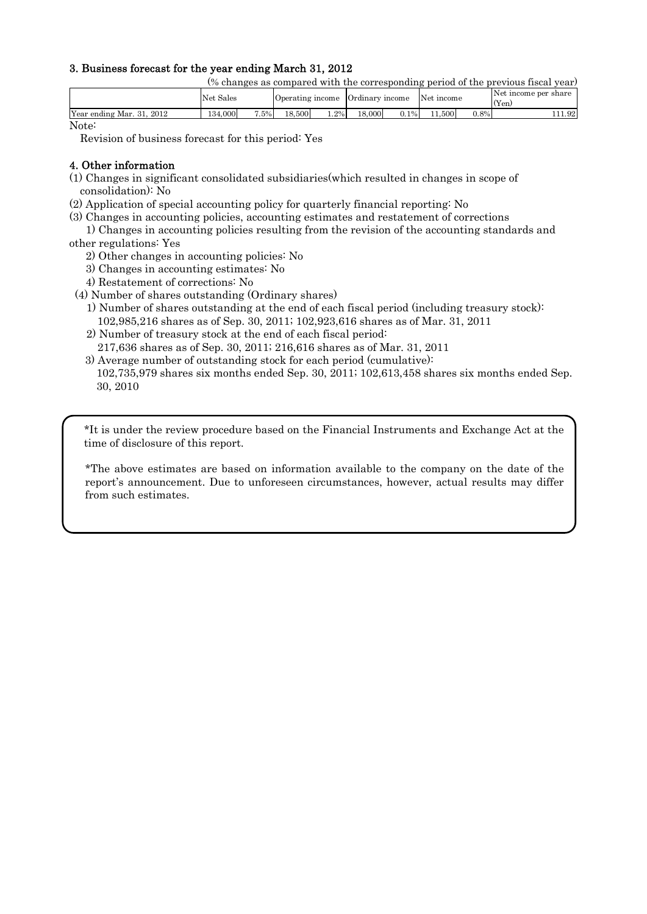### 3. Business forecast for the year ending March 31, 2012

(% changes as compared with the corresponding period of the previous fiscal year)

| | Net Sales | | Operating income | | Ordinary income | | Net income | | Net income per share (Yen) |
|---|---|---|---|---|---|---|---|---|---|
| Year ending Mar. 31, 2012 | 134,000 | 7.5% | 18,500 | 1.2% | 18,000 | 0.1% | 11,500 | 0.8% | 111.92 |

Note:

Revision of business forecast for this period: Yes

### 4. Other information

(1) Changes in significant consolidated subsidiaries(which resulted in changes in scope of consolidation): No

(2) Application of special accounting policy for quarterly financial reporting: No

(3) Changes in accounting policies, accounting estimates and restatement of corrections

1) Changes in accounting policies resulting from the revision of the accounting standards and other regulations: Yes

2) Other changes in accounting policies: No

3) Changes in accounting estimates: No

4) Restatement of corrections: No

(4) Number of shares outstanding (Ordinary shares)

1) Number of shares outstanding at the end of each fiscal period (including treasury stock):
102,985,216 shares as of Sep. 30, 2011; 102,923,616 shares as of Mar. 31, 2011

2) Number of treasury stock at the end of each fiscal period:
217,636 shares as of Sep. 30, 2011; 216,616 shares as of Mar. 31, 2011

3) Average number of outstanding stock for each period (cumulative):
102,735,979 shares six months ended Sep. 30, 2011; 102,613,458 shares six months ended Sep. 30, 2010

*It is under the review procedure based on the Financial Instruments and Exchange Act at the time of disclosure of this report.

*The above estimates are based on information available to the company on the date of the report's announcement. Due to unforeseen circumstances, however, actual results may differ from such estimates.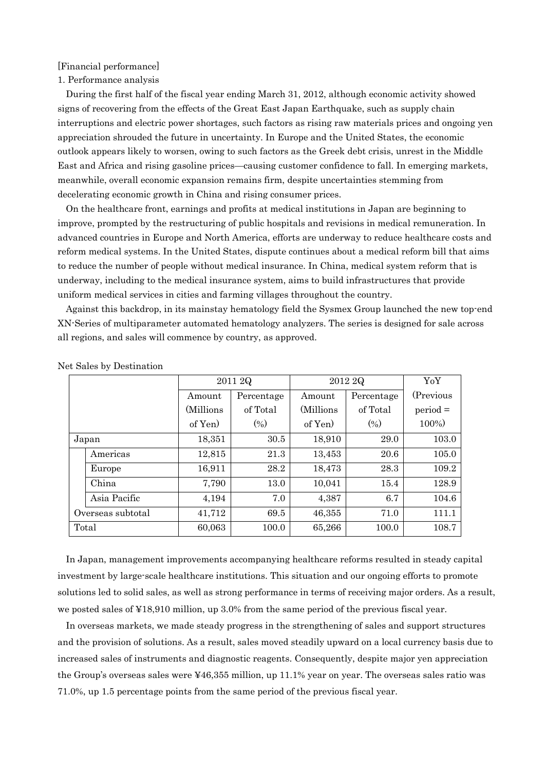[Financial performance]

1. Performance analysis

During the first half of the fiscal year ending March 31, 2012, although economic activity showed signs of recovering from the effects of the Great East Japan Earthquake, such as supply chain interruptions and electric power shortages, such factors as rising raw materials prices and ongoing yen appreciation shrouded the future in uncertainty. In Europe and the United States, the economic outlook appears likely to worsen, owing to such factors as the Greek debt crisis, unrest in the Middle East and Africa and rising gasoline prices—causing customer confidence to fall. In emerging markets, meanwhile, overall economic expansion remains firm, despite uncertainties stemming from decelerating economic growth in China and rising consumer prices.

On the healthcare front, earnings and profits at medical institutions in Japan are beginning to improve, prompted by the restructuring of public hospitals and revisions in medical remuneration. In advanced countries in Europe and North America, efforts are underway to reduce healthcare costs and reform medical systems. In the United States, dispute continues about a medical reform bill that aims to reduce the number of people without medical insurance. In China, medical system reform that is underway, including to the medical insurance system, aims to build infrastructures that provide uniform medical services in cities and farming villages throughout the country.

Against this backdrop, in its mainstay hematology field the Sysmex Group launched the new top-end XN-Series of multiparameter automated hematology analyzers. The series is designed for sale across all regions, and sales will commence by country, as approved.

Net Sales by Destination

| | | 2011 2Q | | 2012 2Q | | YoY |
|---|---|---|---|---|---|---|
| | | Amount (Millions of Yen) | Percentage of Total (%) | Amount (Millions of Yen) | Percentage of Total (%) | (Previous period = 100%) |
| Japan | | 18,351 | 30.5 | 18,910 | 29.0 | 103.0 |
| | Americas | 12,815 | 21.3 | 13,453 | 20.6 | 105.0 |
| | Europe | 16,911 | 28.2 | 18,473 | 28.3 | 109.2 |
| | China | 7,790 | 13.0 | 10,041 | 15.4 | 128.9 |
| | Asia Pacific | 4,194 | 7.0 | 4,387 | 6.7 | 104.6 |
| Overseas subtotal | | 41,712 | 69.5 | 46,355 | 71.0 | 111.1 |
| Total | | 60,063 | 100.0 | 65,266 | 100.0 | 108.7 |

In Japan, management improvements accompanying healthcare reforms resulted in steady capital investment by large-scale healthcare institutions. This situation and our ongoing efforts to promote solutions led to solid sales, as well as strong performance in terms of receiving major orders. As a result, we posted sales of ¥18,910 million, up 3.0% from the same period of the previous fiscal year.

In overseas markets, we made steady progress in the strengthening of sales and support structures and the provision of solutions. As a result, sales moved steadily upward on a local currency basis due to increased sales of instruments and diagnostic reagents. Consequently, despite major yen appreciation the Group's overseas sales were ¥46,355 million, up 11.1% year on year. The overseas sales ratio was 71.0%, up 1.5 percentage points from the same period of the previous fiscal year.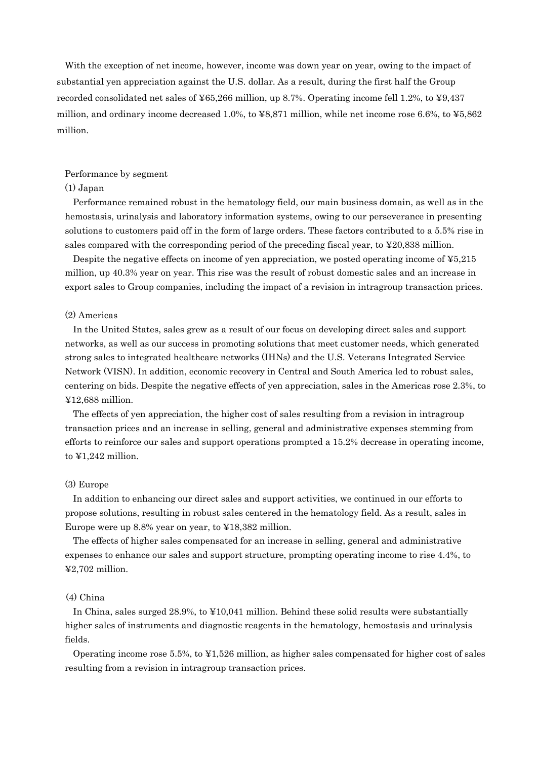With the exception of net income, however, income was down year on year, owing to the impact of substantial yen appreciation against the U.S. dollar. As a result, during the first half the Group recorded consolidated net sales of ¥65,266 million, up 8.7%. Operating income fell 1.2%, to ¥9,437 million, and ordinary income decreased 1.0%, to ¥8,871 million, while net income rose 6.6%, to ¥5,862 million.

Performance by segment

(1) Japan

Performance remained robust in the hematology field, our main business domain, as well as in the hemostasis, urinalysis and laboratory information systems, owing to our perseverance in presenting solutions to customers paid off in the form of large orders. These factors contributed to a 5.5% rise in sales compared with the corresponding period of the preceding fiscal year, to ¥20,838 million.

Despite the negative effects on income of yen appreciation, we posted operating income of ¥5,215 million, up 40.3% year on year. This rise was the result of robust domestic sales and an increase in export sales to Group companies, including the impact of a revision in intragroup transaction prices.

(2) Americas

In the United States, sales grew as a result of our focus on developing direct sales and support networks, as well as our success in promoting solutions that meet customer needs, which generated strong sales to integrated healthcare networks (IHNs) and the U.S. Veterans Integrated Service Network (VISN). In addition, economic recovery in Central and South America led to robust sales, centering on bids. Despite the negative effects of yen appreciation, sales in the Americas rose 2.3%, to ¥12,688 million.

The effects of yen appreciation, the higher cost of sales resulting from a revision in intragroup transaction prices and an increase in selling, general and administrative expenses stemming from efforts to reinforce our sales and support operations prompted a 15.2% decrease in operating income, to ¥1,242 million.

(3) Europe

In addition to enhancing our direct sales and support activities, we continued in our efforts to propose solutions, resulting in robust sales centered in the hematology field. As a result, sales in Europe were up 8.8% year on year, to ¥18,382 million.

The effects of higher sales compensated for an increase in selling, general and administrative expenses to enhance our sales and support structure, prompting operating income to rise 4.4%, to ¥2,702 million.

(4) China

In China, sales surged 28.9%, to ¥10,041 million. Behind these solid results were substantially higher sales of instruments and diagnostic reagents in the hematology, hemostasis and urinalysis fields.

Operating income rose 5.5%, to ¥1,526 million, as higher sales compensated for higher cost of sales resulting from a revision in intragroup transaction prices.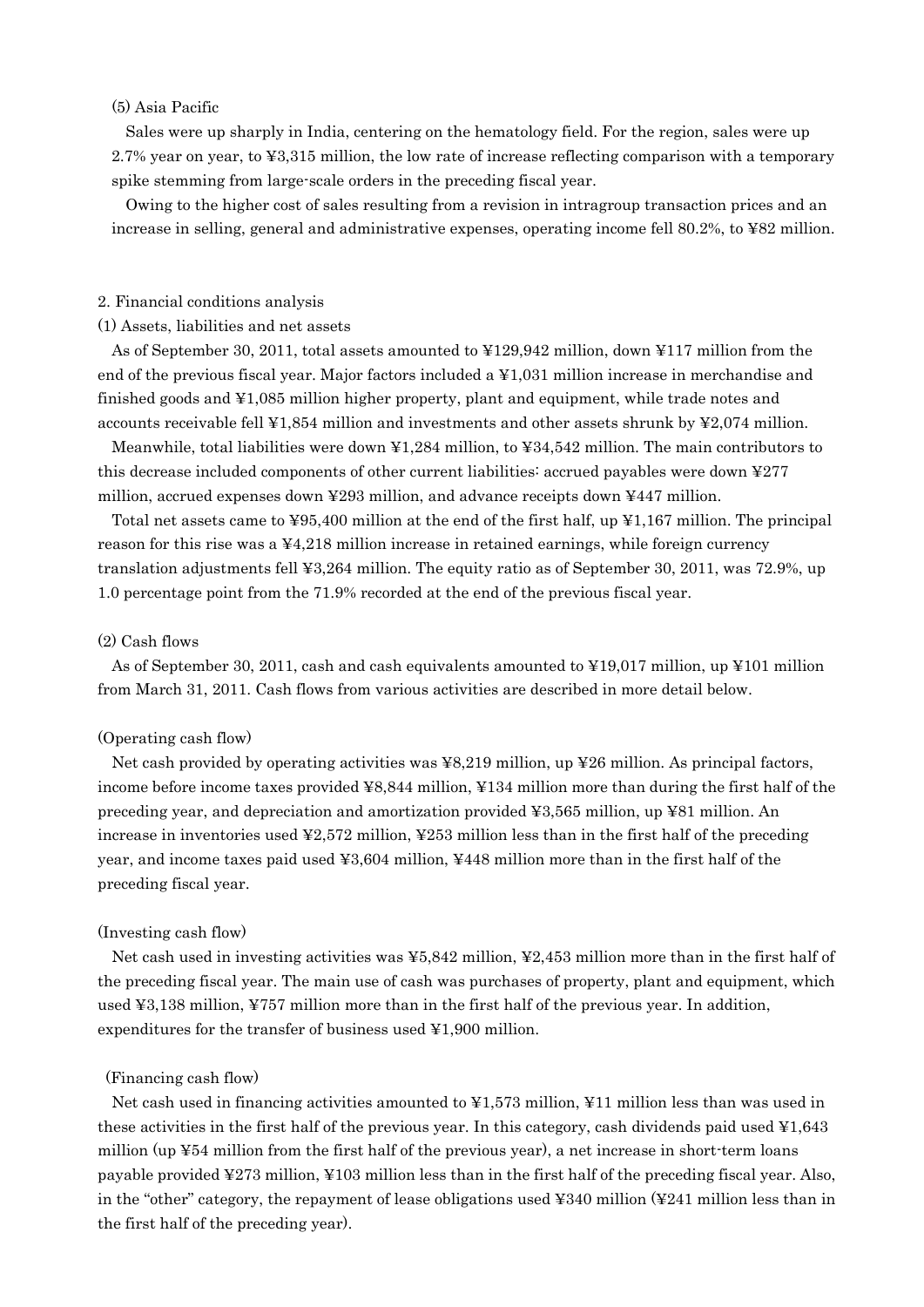(5) Asia Pacific

Sales were up sharply in India, centering on the hematology field. For the region, sales were up 2.7% year on year, to ¥3,315 million, the low rate of increase reflecting comparison with a temporary spike stemming from large-scale orders in the preceding fiscal year.

Owing to the higher cost of sales resulting from a revision in intragroup transaction prices and an increase in selling, general and administrative expenses, operating income fell 80.2%, to ¥82 million.

2. Financial conditions analysis

(1) Assets, liabilities and net assets

As of September 30, 2011, total assets amounted to ¥129,942 million, down ¥117 million from the end of the previous fiscal year. Major factors included a ¥1,031 million increase in merchandise and finished goods and ¥1,085 million higher property, plant and equipment, while trade notes and accounts receivable fell ¥1,854 million and investments and other assets shrunk by ¥2,074 million.

Meanwhile, total liabilities were down ¥1,284 million, to ¥34,542 million. The main contributors to this decrease included components of other current liabilities: accrued payables were down ¥277 million, accrued expenses down ¥293 million, and advance receipts down ¥447 million.

Total net assets came to ¥95,400 million at the end of the first half, up ¥1,167 million. The principal reason for this rise was a ¥4,218 million increase in retained earnings, while foreign currency translation adjustments fell ¥3,264 million. The equity ratio as of September 30, 2011, was 72.9%, up 1.0 percentage point from the 71.9% recorded at the end of the previous fiscal year.

(2) Cash flows

As of September 30, 2011, cash and cash equivalents amounted to ¥19,017 million, up ¥101 million from March 31, 2011. Cash flows from various activities are described in more detail below.

(Operating cash flow)

Net cash provided by operating activities was ¥8,219 million, up ¥26 million. As principal factors, income before income taxes provided ¥8,844 million, ¥134 million more than during the first half of the preceding year, and depreciation and amortization provided ¥3,565 million, up ¥81 million. An increase in inventories used ¥2,572 million, ¥253 million less than in the first half of the preceding year, and income taxes paid used ¥3,604 million, ¥448 million more than in the first half of the preceding fiscal year.

(Investing cash flow)

Net cash used in investing activities was ¥5,842 million, ¥2,453 million more than in the first half of the preceding fiscal year. The main use of cash was purchases of property, plant and equipment, which used ¥3,138 million, ¥757 million more than in the first half of the previous year. In addition, expenditures for the transfer of business used ¥1,900 million.

(Financing cash flow)

Net cash used in financing activities amounted to ¥1,573 million, ¥11 million less than was used in these activities in the first half of the previous year. In this category, cash dividends paid used ¥1,643 million (up ¥54 million from the first half of the previous year), a net increase in short-term loans payable provided ¥273 million, ¥103 million less than in the first half of the preceding fiscal year. Also, in the "other" category, the repayment of lease obligations used ¥340 million (¥241 million less than in the first half of the preceding year).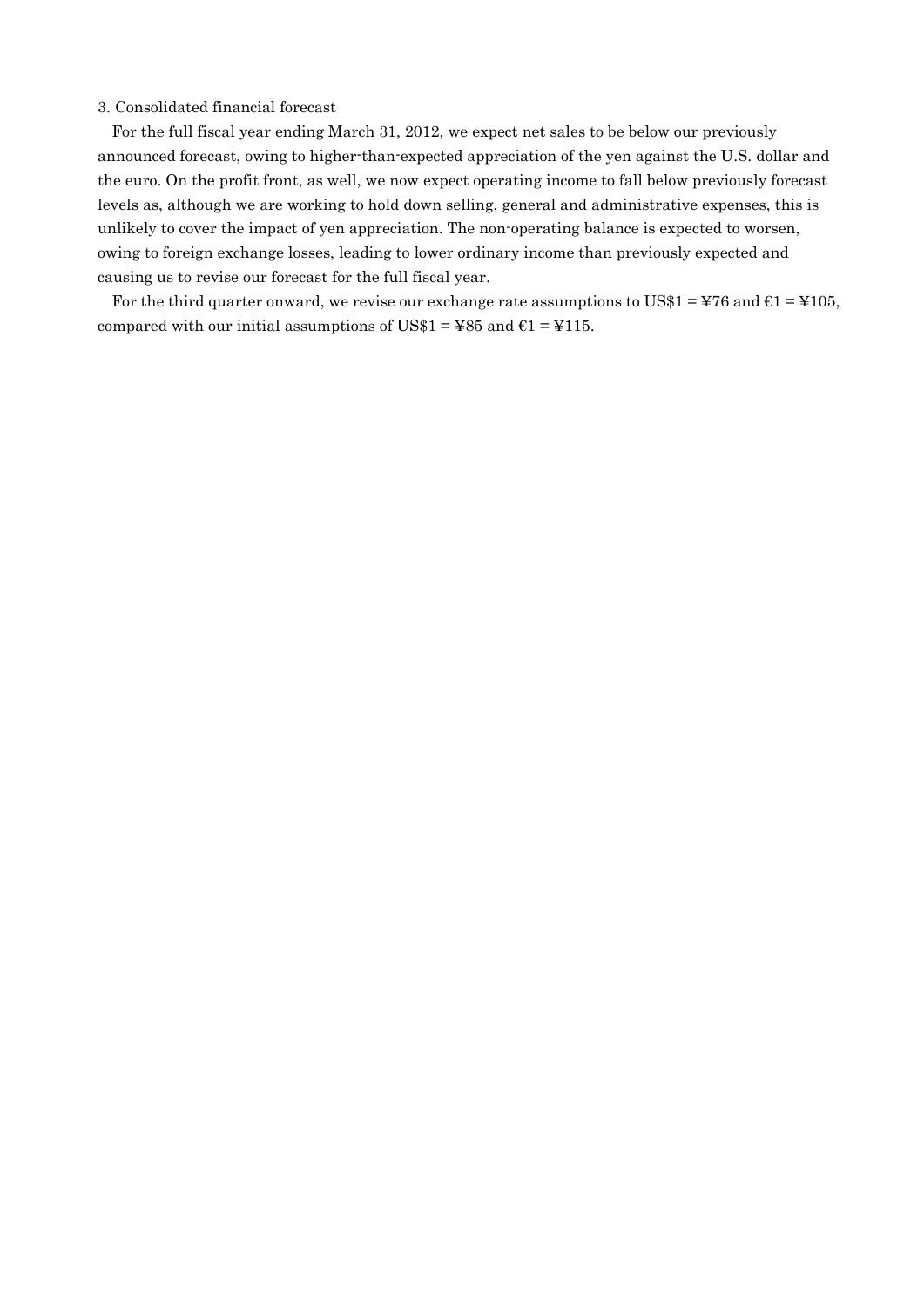### 3. Consolidated financial forecast

For the full fiscal year ending March 31, 2012, we expect net sales to be below our previously announced forecast, owing to higher-than-expected appreciation of the yen against the U.S. dollar and the euro. On the profit front, as well, we now expect operating income to fall below previously forecast levels as, although we are working to hold down selling, general and administrative expenses, this is unlikely to cover the impact of yen appreciation. The non-operating balance is expected to worsen, owing to foreign exchange losses, leading to lower ordinary income than previously expected and causing us to revise our forecast for the full fiscal year.

For the third quarter onward, we revise our exchange rate assumptions to US$1 = ¥76 and €1 = ¥105, compared with our initial assumptions of US$1 = ¥85 and €1 = ¥115.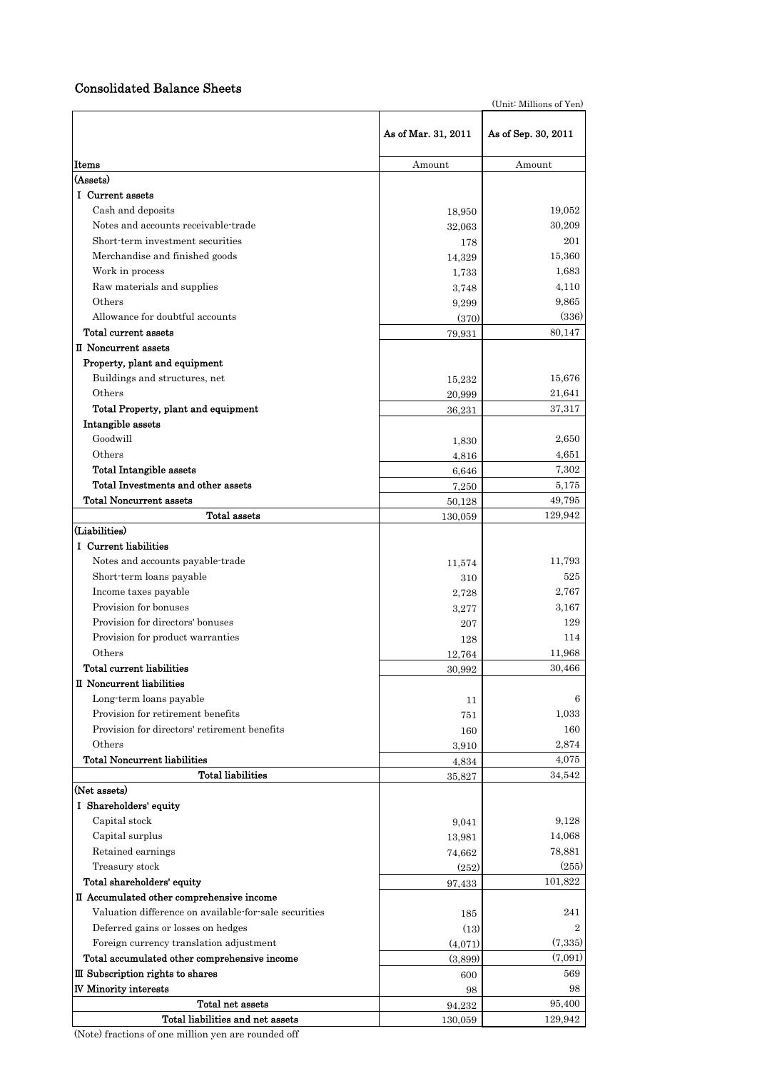## Consolidated Balance Sheets

(Unit: Millions of Yen)

| Items | As of Mar. 31, 2011 | As of Sep. 30, 2011 |
|---|---|---|
| | Amount | Amount |
| (Assets) | | |
| I Current assets | | |
| Cash and deposits | 18,950 | 19,052 |
| Notes and accounts receivable-trade | 32,063 | 30,209 |
| Short-term investment securities | 178 | 201 |
| Merchandise and finished goods | 14,329 | 15,360 |
| Work in process | 1,733 | 1,683 |
| Raw materials and supplies | 3,748 | 4,110 |
| Others | 9,299 | 9,865 |
| Allowance for doubtful accounts | (370) | (336) |
| Total current assets | 79,931 | 80,147 |
| II Noncurrent assets | | |
| Property, plant and equipment | | |
| Buildings and structures, net | 15,232 | 15,676 |
| Others | 20,999 | 21,641 |
| Total Property, plant and equipment | 36,231 | 37,317 |
| Intangible assets | | |
| Goodwill | 1,830 | 2,650 |
| Others | 4,816 | 4,651 |
| Total Intangible assets | 6,646 | 7,302 |
| Total Investments and other assets | 7,250 | 5,175 |
| Total Noncurrent assets | 50,128 | 49,795 |
| Total assets | 130,059 | 129,942 |
| (Liabilities) | | |
| I Current liabilities | | |
| Notes and accounts payable-trade | 11,574 | 11,793 |
| Short-term loans payable | 310 | 525 |
| Income taxes payable | 2,728 | 2,767 |
| Provision for bonuses | 3,277 | 3,167 |
| Provision for directors' bonuses | 207 | 129 |
| Provision for product warranties | 128 | 114 |
| Others | 12,764 | 11,968 |
| Total current liabilities | 30,992 | 30,466 |
| II Noncurrent liabilities | | |
| Long-term loans payable | 11 | 6 |
| Provision for retirement benefits | 751 | 1,033 |
| Provision for directors' retirement benefits | 160 | 160 |
| Others | 3,910 | 2,874 |
| Total Noncurrent liabilities | 4,834 | 4,075 |
| Total liabilities | 35,827 | 34,542 |
| (Net assets) | | |
| I Shareholders' equity | | |
| Capital stock | 9,041 | 9,128 |
| Capital surplus | 13,981 | 14,068 |
| Retained earnings | 74,662 | 78,881 |
| Treasury stock | (252) | (255) |
| Total shareholders' equity | 97,433 | 101,822 |
| II Accumulated other comprehensive income | | |
| Valuation difference on available-for-sale securities | 185 | 241 |
| Deferred gains or losses on hedges | (13) | 2 |
| Foreign currency translation adjustment | (4,071) | (7,335) |
| Total accumulated other comprehensive income | (3,899) | (7,091) |
| III Subscription rights to shares | 600 | 569 |
| IV Minority interests | 98 | 98 |
| Total net assets | 94,232 | 95,400 |
| Total liabilities and net assets | 130,059 | 129,942 |

(Note) fractions of one million yen are rounded off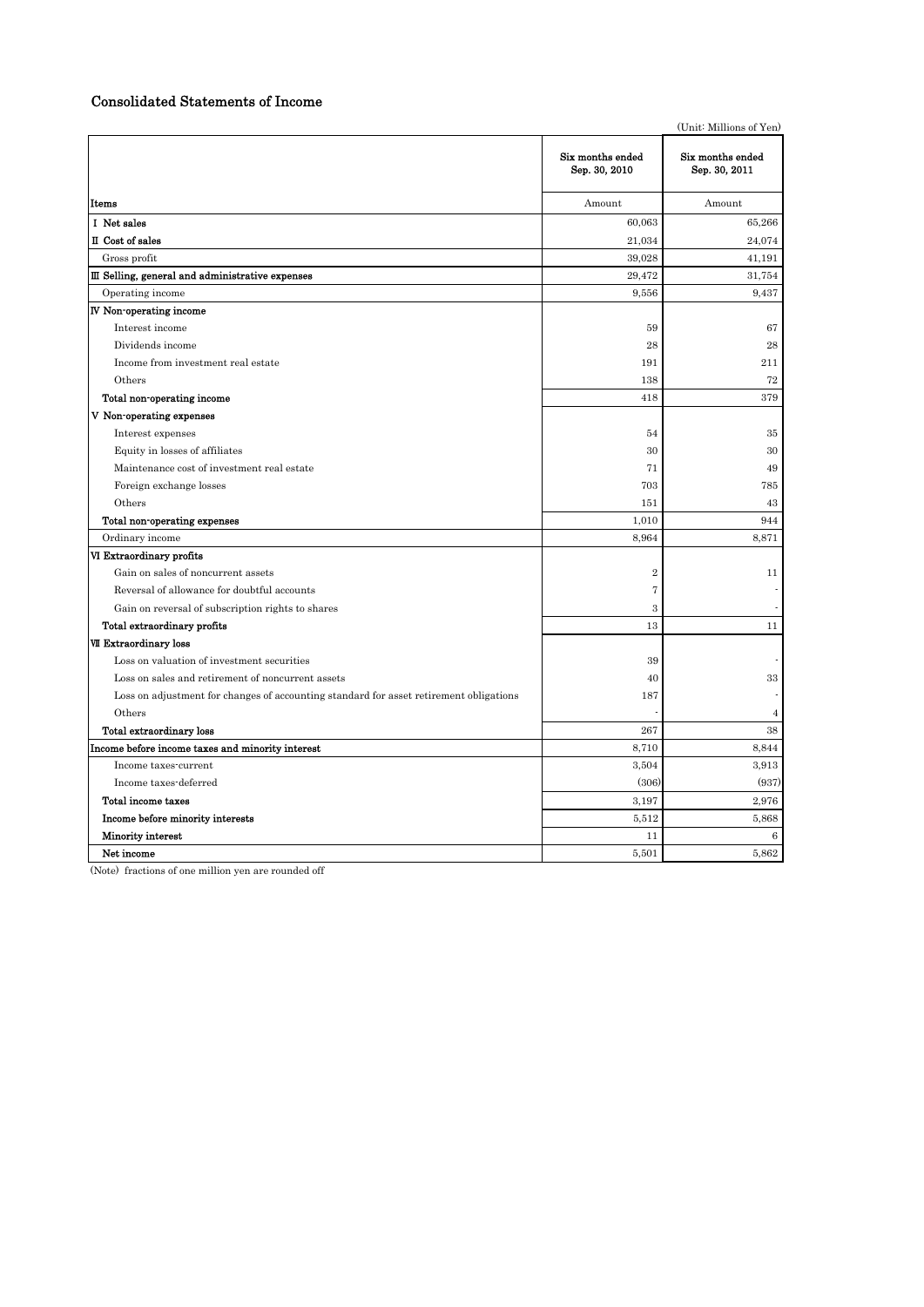## Consolidated Statements of Income

(Unit: Millions of Yen)

| Items | Six months ended Sep. 30, 2010 | Six months ended Sep. 30, 2011 |
|---|---|---|
| | Amount | Amount |
| **Ⅰ Net sales** | 60,063 | 65,266 |
| **Ⅱ Cost of sales** | 21,034 | 24,074 |
| Gross profit | 39,028 | 41,191 |
| **Ⅲ Selling, general and administrative expenses** | 29,472 | 31,754 |
| Operating income | 9,556 | 9,437 |
| **Ⅳ Non-operating income** | | |
| Interest income | 59 | 67 |
| Dividends income | 28 | 28 |
| Income from investment real estate | 191 | 211 |
| Others | 138 | 72 |
| **Total non-operating income** | 418 | 379 |
| **Ⅴ Non-operating expenses** | | |
| Interest expenses | 54 | 35 |
| Equity in losses of affiliates | 30 | 30 |
| Maintenance cost of investment real estate | 71 | 49 |
| Foreign exchange losses | 703 | 785 |
| Others | 151 | 43 |
| **Total non-operating expenses** | 1,010 | 944 |
| Ordinary income | 8,964 | 8,871 |
| **Ⅵ Extraordinary profits** | | |
| Gain on sales of noncurrent assets | 2 | 11 |
| Reversal of allowance for doubtful accounts | 7 | - |
| Gain on reversal of subscription rights to shares | 3 | - |
| **Total extraordinary profits** | 13 | 11 |
| **Ⅶ Extraordinary loss** | | |
| Loss on valuation of investment securities | 39 | - |
| Loss on sales and retirement of noncurrent assets | 40 | 33 |
| Loss on adjustment for changes of accounting standard for asset retirement obligations | 187 | - |
| Others | - | 4 |
| **Total extraordinary loss** | 267 | 38 |
| **Income before income taxes and minority interest** | 8,710 | 8,844 |
| Income taxes-current | 3,504 | 3,913 |
| Income taxes-deferred | (306) | (937) |
| **Total income taxes** | 3,197 | 2,976 |
| **Income before minority interests** | 5,512 | 5,868 |
| **Minority interest** | 11 | 6 |
| **Net income** | 5,501 | 5,862 |

(Note) fractions of one million yen are rounded off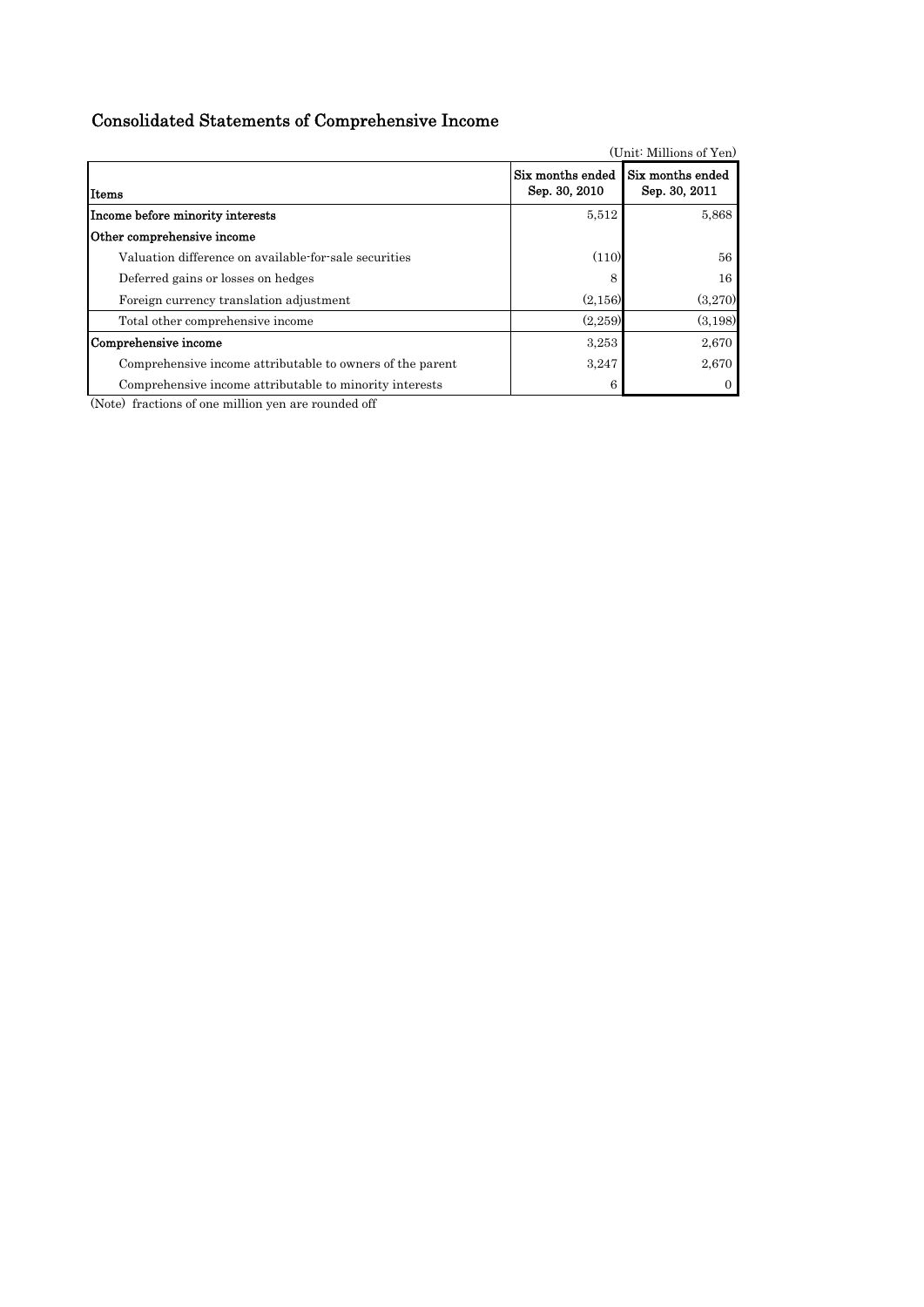## Consolidated Statements of Comprehensive Income

(Unit: Millions of Yen)

| Items | Six months ended Sep. 30, 2010 | Six months ended Sep. 30, 2011 |
|---|---|---|
| **Income before minority interests** | 5,512 | 5,868 |
| **Other comprehensive income** | | |
| Valuation difference on available-for-sale securities | (110) | 56 |
| Deferred gains or losses on hedges | 8 | 16 |
| Foreign currency translation adjustment | (2,156) | (3,270) |
| Total other comprehensive income | (2,259) | (3,198) |
| **Comprehensive income** | 3,253 | 2,670 |
| Comprehensive income attributable to owners of the parent | 3,247 | 2,670 |
| Comprehensive income attributable to minority interests | 6 | 0 |

(Note) fractions of one million yen are rounded off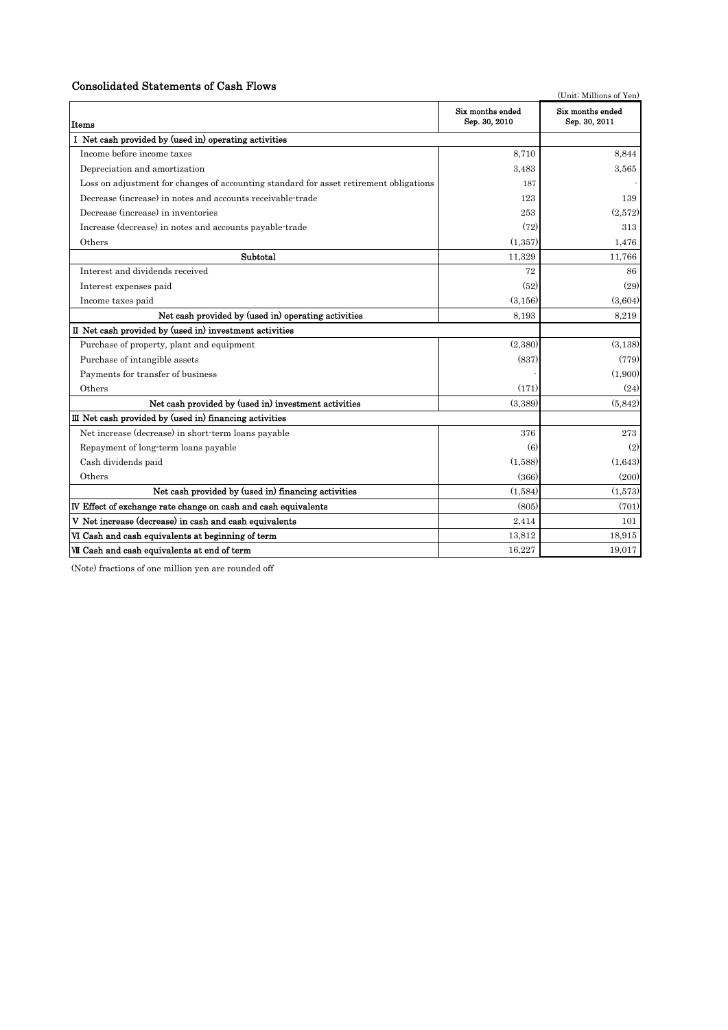## Consolidated Statements of Cash Flows

(Unit: Millions of Yen)

| Items | Six months ended Sep. 30, 2010 | Six months ended Sep. 30, 2011 |
|---|---|---|
| Ⅰ Net cash provided by (used in) operating activities | | |
| Income before income taxes | 8,710 | 8,844 |
| Depreciation and amortization | 3,483 | 3,565 |
| Loss on adjustment for changes of accounting standard for asset retirement obligations | 187 | - |
| Decrease (increase) in notes and accounts receivable-trade | 123 | 139 |
| Decrease (increase) in inventories | 253 | (2,572) |
| Increase (decrease) in notes and accounts payable-trade | (72) | 313 |
| Others | (1,357) | 1,476 |
| Subtotal | 11,329 | 11,766 |
| Interest and dividends received | 72 | 86 |
| Interest expenses paid | (52) | (29) |
| Income taxes paid | (3,156) | (3,604) |
| Net cash provided by (used in) operating activities | 8,193 | 8,219 |
| Ⅱ Net cash provided by (used in) investment activities | | |
| Purchase of property, plant and equipment | (2,380) | (3,138) |
| Purchase of intangible assets | (837) | (779) |
| Payments for transfer of business | - | (1,900) |
| Others | (171) | (24) |
| Net cash provided by (used in) investment activities | (3,389) | (5,842) |
| Ⅲ Net cash provided by (used in) financing activities | | |
| Net increase (decrease) in short-term loans payable | 376 | 273 |
| Repayment of long-term loans payable | (6) | (2) |
| Cash dividends paid | (1,588) | (1,643) |
| Others | (366) | (200) |
| Net cash provided by (used in) financing activities | (1,584) | (1,573) |
| Ⅳ Effect of exchange rate change on cash and cash equivalents | (805) | (701) |
| Ⅴ Net increase (decrease) in cash and cash equivalents | 2,414 | 101 |
| Ⅵ Cash and cash equivalents at beginning of term | 13,812 | 18,915 |
| Ⅶ Cash and cash equivalents at end of term | 16,227 | 19,017 |

(Note) fractions of one million yen are rounded off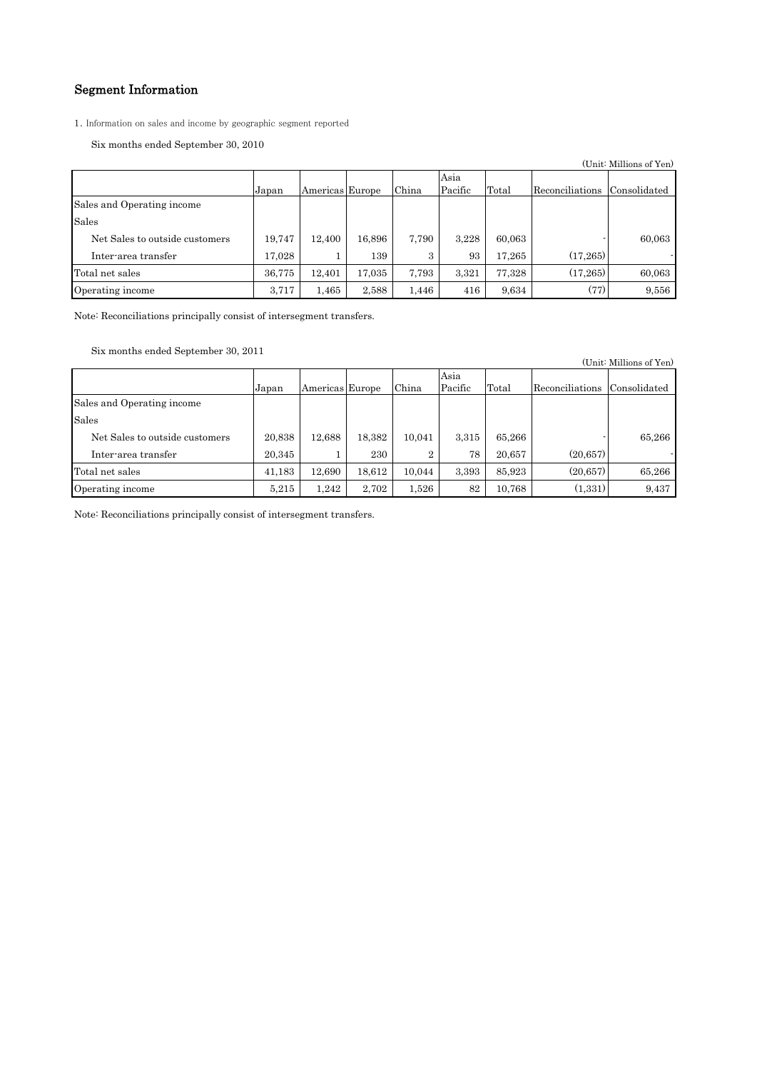# Segment Information

1. Information on sales and income by geographic segment reported

Six months ended September 30, 2010

(Unit: Millions of Yen)

| | Japan | Americas | Europe | China | Asia Pacific | Total | Reconciliations | Consolidated |
|---|---|---|---|---|---|---|---|---|
| Sales and Operating income | | | | | | | | |
| Sales | | | | | | | | |
| Net Sales to outside customers | 19,747 | 12,400 | 16,896 | 7,790 | 3,228 | 60,063 | - | 60,063 |
| Inter-area transfer | 17,028 | 1 | 139 | 3 | 93 | 17,265 | (17,265) | - |
| Total net sales | 36,775 | 12,401 | 17,035 | 7,793 | 3,321 | 77,328 | (17,265) | 60,063 |
| Operating income | 3,717 | 1,465 | 2,588 | 1,446 | 416 | 9,634 | (77) | 9,556 |

Note: Reconciliations principally consist of intersegment transfers.

Six months ended September 30, 2011

(Unit: Millions of Yen)

| | Japan | Americas | Europe | China | Asia Pacific | Total | Reconciliations | Consolidated |
|---|---|---|---|---|---|---|---|---|
| Sales and Operating income | | | | | | | | |
| Sales | | | | | | | | |
| Net Sales to outside customers | 20,838 | 12,688 | 18,382 | 10,041 | 3,315 | 65,266 | - | 65,266 |
| Inter-area transfer | 20,345 | 1 | 230 | 2 | 78 | 20,657 | (20,657) | - |
| Total net sales | 41,183 | 12,690 | 18,612 | 10,044 | 3,393 | 85,923 | (20,657) | 65,266 |
| Operating income | 5,215 | 1,242 | 2,702 | 1,526 | 82 | 10,768 | (1,331) | 9,437 |

Note: Reconciliations principally consist of intersegment transfers.